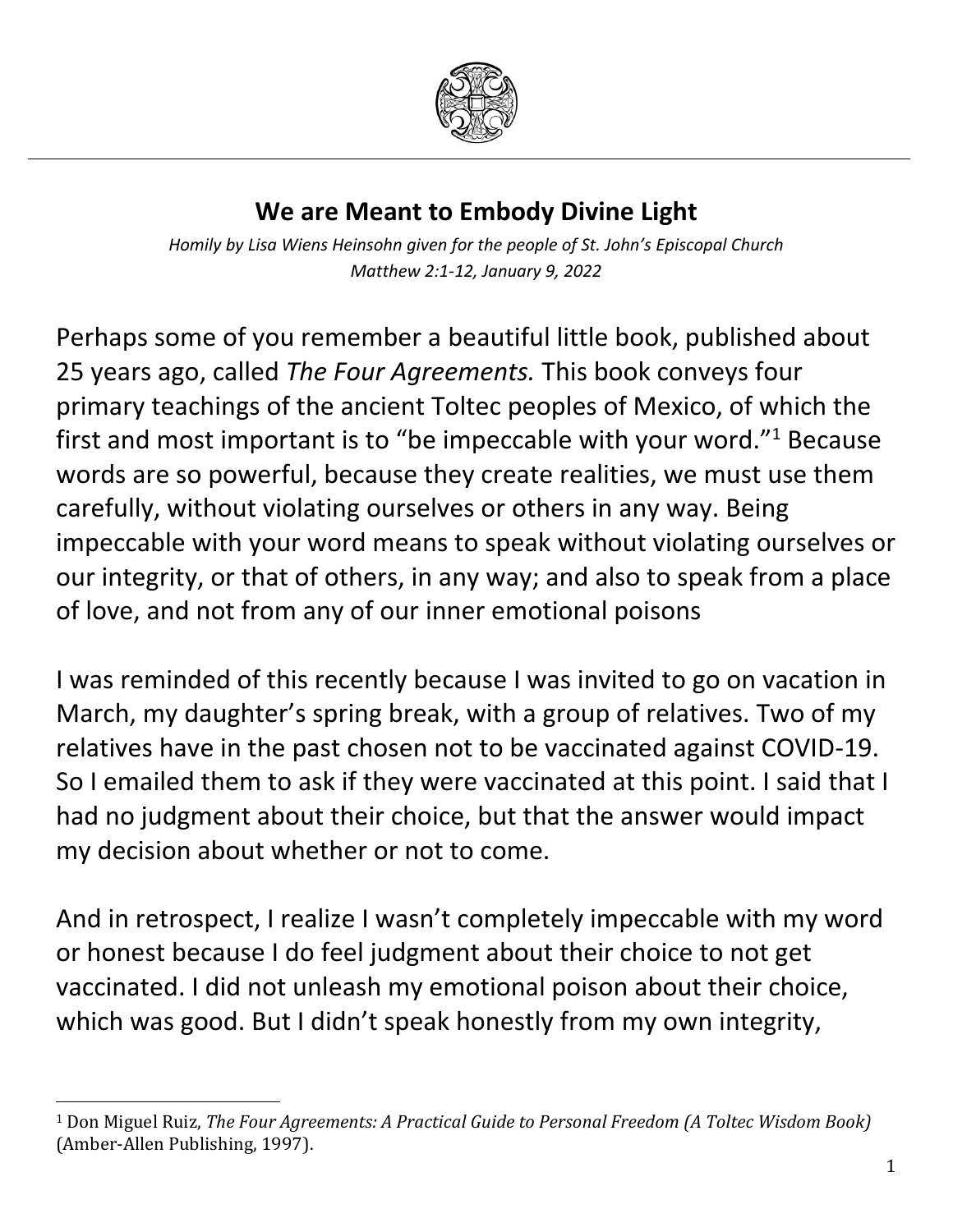# We are Meant to Embody Divine Light

*Homily by Lisa Wiens Heinsohn given for the people of St. John's Episcopal Church*
*Matthew 2:1-12, January 9, 2022*

Perhaps some of you remember a beautiful little book, published about 25 years ago, called *The Four Agreements.* This book conveys four primary teachings of the ancient Toltec peoples of Mexico, of which the first and most important is to "be impeccable with your word."[1] Because words are so powerful, because they create realities, we must use them carefully, without violating ourselves or others in any way. Being impeccable with your word means to speak without violating ourselves or our integrity, or that of others, in any way; and also to speak from a place of love, and not from any of our inner emotional poisons

I was reminded of this recently because I was invited to go on vacation in March, my daughter's spring break, with a group of relatives. Two of my relatives have in the past chosen not to be vaccinated against COVID-19. So I emailed them to ask if they were vaccinated at this point. I said that I had no judgment about their choice, but that the answer would impact my decision about whether or not to come.

And in retrospect, I realize I wasn't completely impeccable with my word or honest because I do feel judgment about their choice to not get vaccinated. I did not unleash my emotional poison about their choice, which was good. But I didn't speak honestly from my own integrity,

---

[1] Don Miguel Ruiz, *The Four Agreements: A Practical Guide to Personal Freedom (A Toltec Wisdom Book)* (Amber-Allen Publishing, 1997).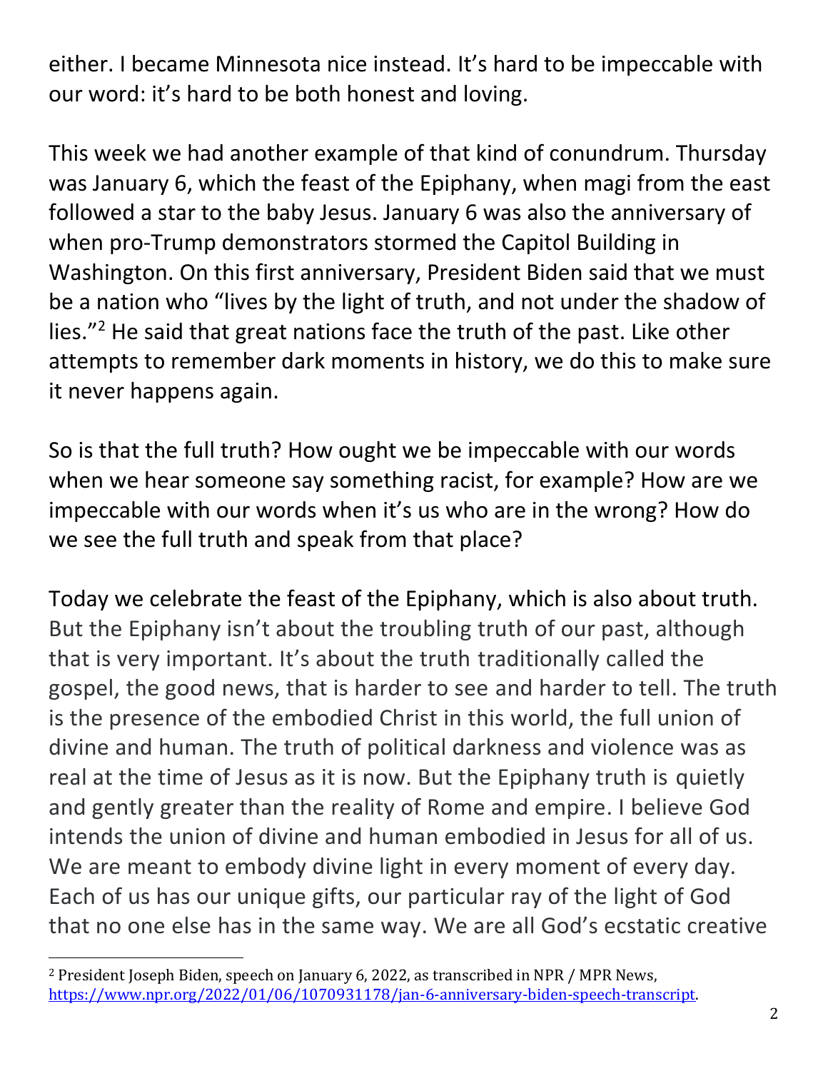either. I became Minnesota nice instead. It's hard to be impeccable with our word: it's hard to be both honest and loving.

This week we had another example of that kind of conundrum. Thursday was January 6, which the feast of the Epiphany, when magi from the east followed a star to the baby Jesus. January 6 was also the anniversary of when pro-Trump demonstrators stormed the Capitol Building in Washington. On this first anniversary, President Biden said that we must be a nation who "lives by the light of truth, and not under the shadow of lies."[2] He said that great nations face the truth of the past. Like other attempts to remember dark moments in history, we do this to make sure it never happens again.

So is that the full truth? How ought we be impeccable with our words when we hear someone say something racist, for example? How are we impeccable with our words when it's us who are in the wrong? How do we see the full truth and speak from that place?

Today we celebrate the feast of the Epiphany, which is also about truth. But the Epiphany isn't about the troubling truth of our past, although that is very important. It's about the truth traditionally called the gospel, the good news, that is harder to see and harder to tell. The truth is the presence of the embodied Christ in this world, the full union of divine and human. The truth of political darkness and violence was as real at the time of Jesus as it is now. But the Epiphany truth is quietly and gently greater than the reality of Rome and empire. I believe God intends the union of divine and human embodied in Jesus for all of us. We are meant to embody divine light in every moment of every day. Each of us has our unique gifts, our particular ray of the light of God that no one else has in the same way. We are all God's ecstatic creative

---

[2] President Joseph Biden, speech on January 6, 2022, as transcribed in NPR / MPR News, https://www.npr.org/2022/01/06/1070931178/jan-6-anniversary-biden-speech-transcript.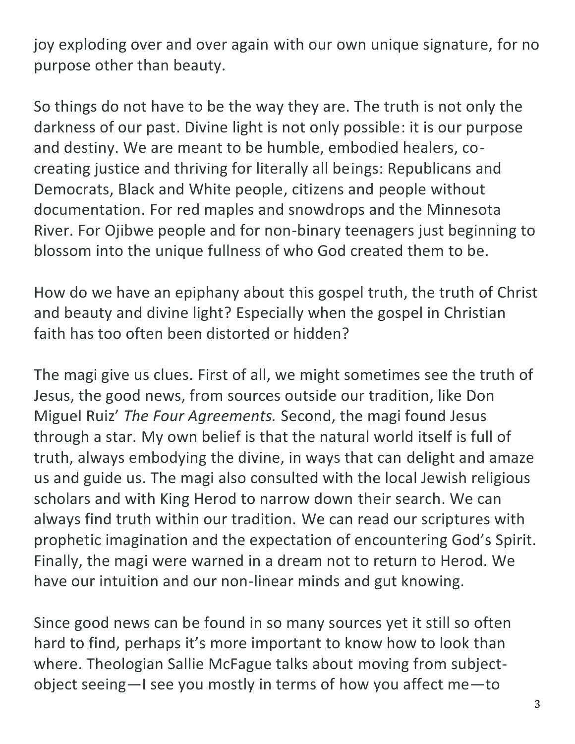joy exploding over and over again with our own unique signature, for no purpose other than beauty.

So things do not have to be the way they are. The truth is not only the darkness of our past. Divine light is not only possible: it is our purpose and destiny. We are meant to be humble, embodied healers, co-creating justice and thriving for literally all beings: Republicans and Democrats, Black and White people, citizens and people without documentation. For red maples and snowdrops and the Minnesota River. For Ojibwe people and for non-binary teenagers just beginning to blossom into the unique fullness of who God created them to be.

How do we have an epiphany about this gospel truth, the truth of Christ and beauty and divine light? Especially when the gospel in Christian faith has too often been distorted or hidden?

The magi give us clues. First of all, we might sometimes see the truth of Jesus, the good news, from sources outside our tradition, like Don Miguel Ruiz' *The Four Agreements.* Second, the magi found Jesus through a star. My own belief is that the natural world itself is full of truth, always embodying the divine, in ways that can delight and amaze us and guide us. The magi also consulted with the local Jewish religious scholars and with King Herod to narrow down their search. We can always find truth within our tradition. We can read our scriptures with prophetic imagination and the expectation of encountering God's Spirit. Finally, the magi were warned in a dream not to return to Herod. We have our intuition and our non-linear minds and gut knowing.

Since good news can be found in so many sources yet it still so often hard to find, perhaps it's more important to know how to look than where. Theologian Sallie McFague talks about moving from subject-object seeing—I see you mostly in terms of how you affect me—to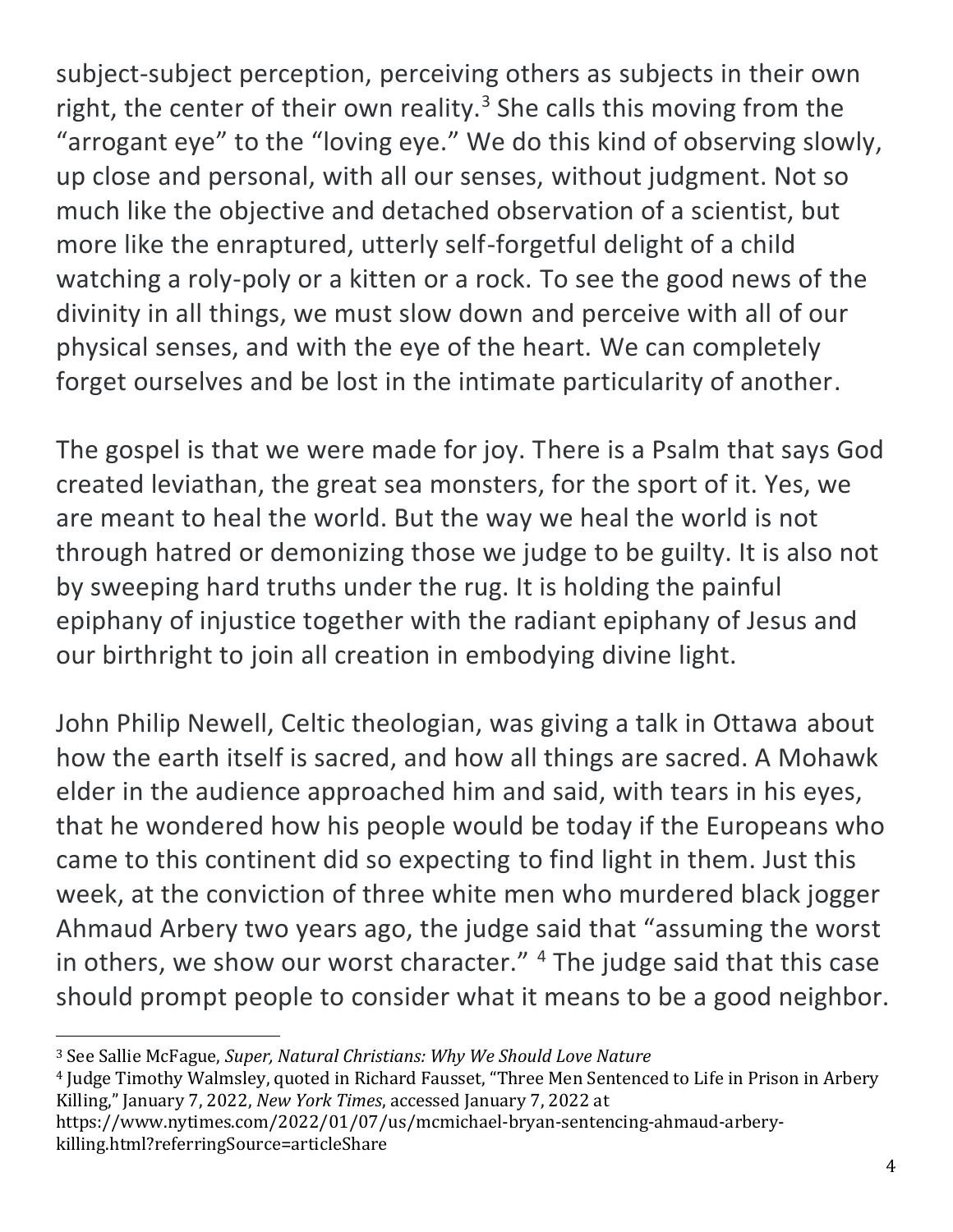subject-subject perception, perceiving others as subjects in their own right, the center of their own reality.[3] She calls this moving from the "arrogant eye" to the "loving eye." We do this kind of observing slowly, up close and personal, with all our senses, without judgment. Not so much like the objective and detached observation of a scientist, but more like the enraptured, utterly self-forgetful delight of a child watching a roly-poly or a kitten or a rock. To see the good news of the divinity in all things, we must slow down and perceive with all of our physical senses, and with the eye of the heart. We can completely forget ourselves and be lost in the intimate particularity of another.

The gospel is that we were made for joy. There is a Psalm that says God created leviathan, the great sea monsters, for the sport of it. Yes, we are meant to heal the world. But the way we heal the world is not through hatred or demonizing those we judge to be guilty. It is also not by sweeping hard truths under the rug. It is holding the painful epiphany of injustice together with the radiant epiphany of Jesus and our birthright to join all creation in embodying divine light.

John Philip Newell, Celtic theologian, was giving a talk in Ottawa about how the earth itself is sacred, and how all things are sacred. A Mohawk elder in the audience approached him and said, with tears in his eyes, that he wondered how his people would be today if the Europeans who came to this continent did so expecting to find light in them. Just this week, at the conviction of three white men who murdered black jogger Ahmaud Arbery two years ago, the judge said that "assuming the worst in others, we show our worst character." [4] The judge said that this case should prompt people to consider what it means to be a good neighbor.

---

[3] See Sallie McFague, *Super, Natural Christians: Why We Should Love Nature*

[4] Judge Timothy Walmsley, quoted in Richard Fausset, "Three Men Sentenced to Life in Prison in Arbery Killing," January 7, 2022, *New York Times*, accessed January 7, 2022 at https://www.nytimes.com/2022/01/07/us/mcmichael-bryan-sentencing-ahmaud-arbery-killing.html?referringSource=articleShare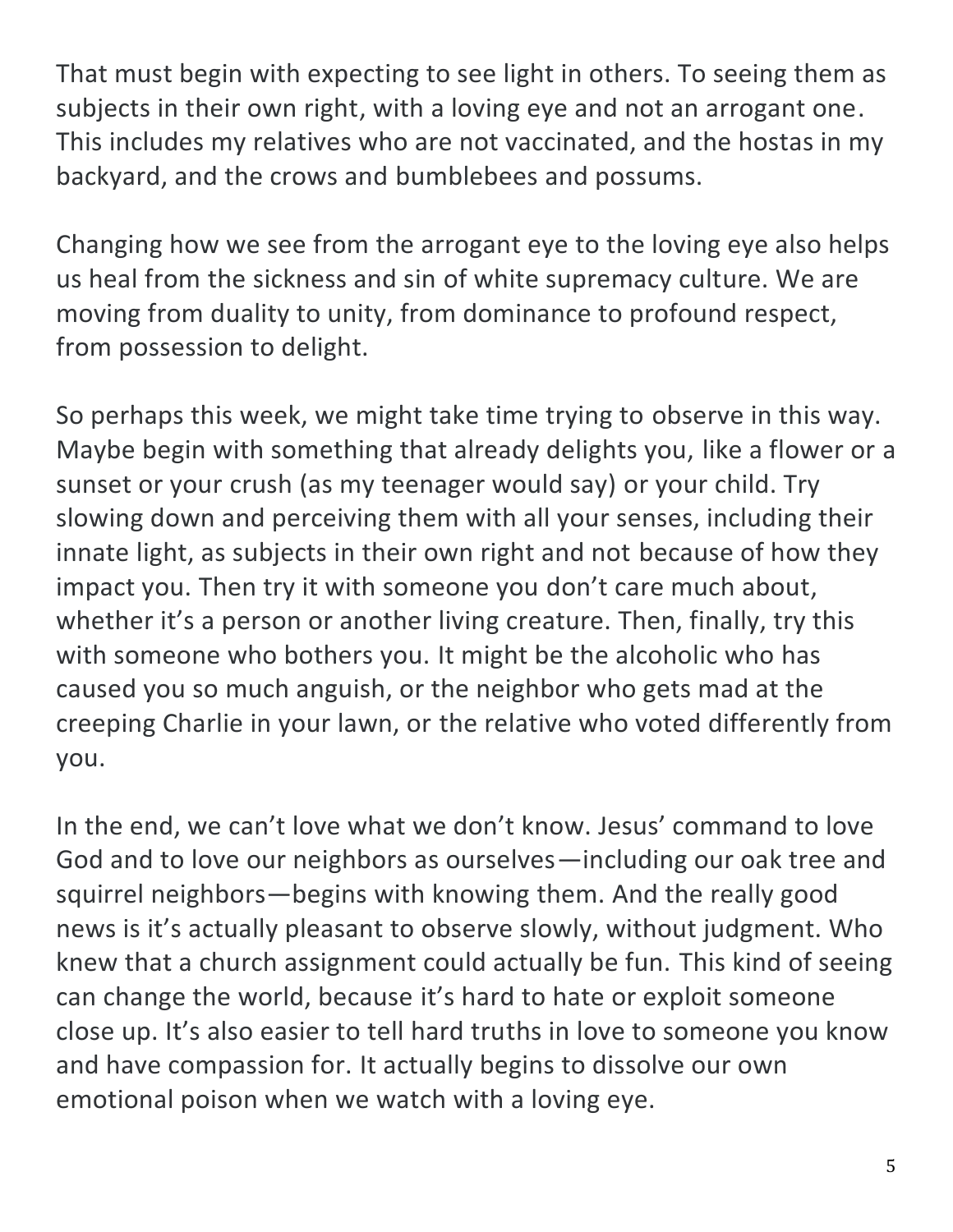That must begin with expecting to see light in others. To seeing them as subjects in their own right, with a loving eye and not an arrogant one. This includes my relatives who are not vaccinated, and the hostas in my backyard, and the crows and bumblebees and possums.

Changing how we see from the arrogant eye to the loving eye also helps us heal from the sickness and sin of white supremacy culture. We are moving from duality to unity, from dominance to profound respect, from possession to delight.

So perhaps this week, we might take time trying to observe in this way. Maybe begin with something that already delights you, like a flower or a sunset or your crush (as my teenager would say) or your child. Try slowing down and perceiving them with all your senses, including their innate light, as subjects in their own right and not because of how they impact you. Then try it with someone you don't care much about, whether it's a person or another living creature. Then, finally, try this with someone who bothers you. It might be the alcoholic who has caused you so much anguish, or the neighbor who gets mad at the creeping Charlie in your lawn, or the relative who voted differently from you.

In the end, we can't love what we don't know. Jesus' command to love God and to love our neighbors as ourselves—including our oak tree and squirrel neighbors—begins with knowing them. And the really good news is it's actually pleasant to observe slowly, without judgment. Who knew that a church assignment could actually be fun. This kind of seeing can change the world, because it's hard to hate or exploit someone close up. It's also easier to tell hard truths in love to someone you know and have compassion for. It actually begins to dissolve our own emotional poison when we watch with a loving eye.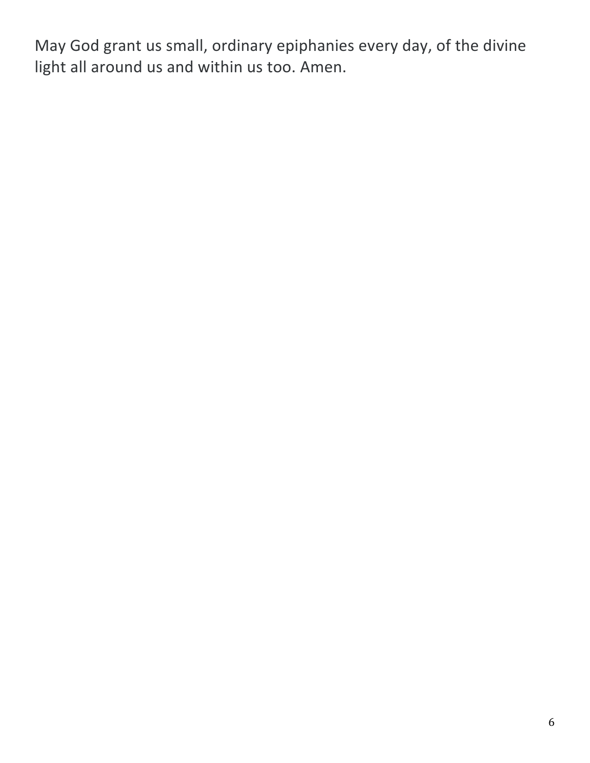May God grant us small, ordinary epiphanies every day, of the divine light all around us and within us too. Amen.